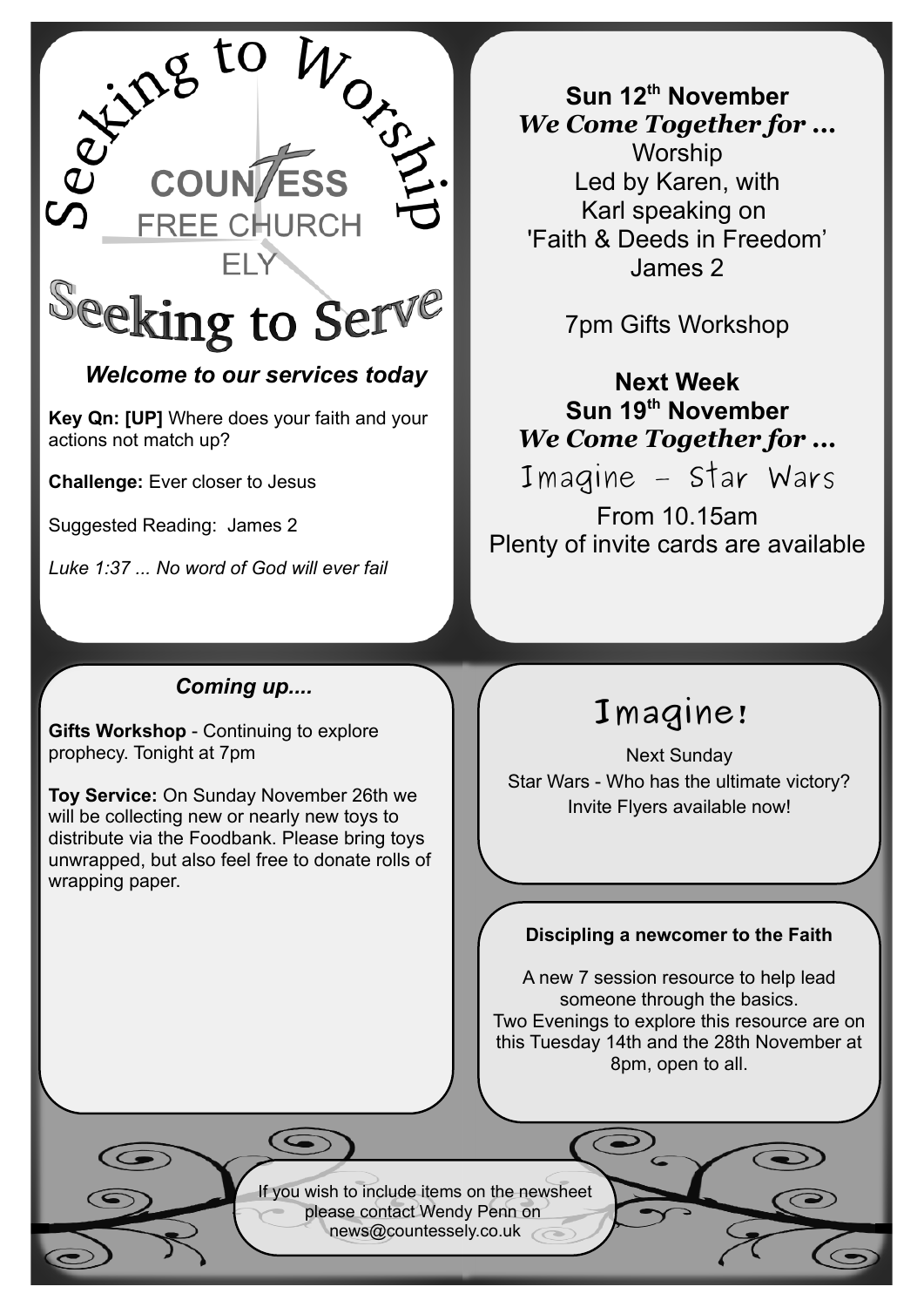# Seeking to Worship

**COUNTESS**
FREE CHURCH
ELY

# Seeking to Serve

***Welcome to our services today***

**Key Qn: [UP]** Where does your faith and your actions not match up?

**Challenge:** Ever closer to Jesus

Suggested Reading: James 2

*Luke 1:37 ... No word of God will ever fail*

**Sun 12th November**
***We Come Together for ...***
Worship
Led by Karen, with
Karl speaking on
'Faith & Deeds in Freedom'
James 2

7pm Gifts Workshop

**Next Week**
**Sun 19th November**
***We Come Together for ...***
Imagine – Star Wars
From 10.15am
Plenty of invite cards are available

### *Coming up....*

**Gifts Workshop** - Continuing to explore prophecy. Tonight at 7pm

**Toy Service:** On Sunday November 26th we will be collecting new or nearly new toys to distribute via the Foodbank. Please bring toys unwrapped, but also feel free to donate rolls of wrapping paper.

## Imagine!

Next Sunday
Star Wars - Who has the ultimate victory?
Invite Flyers available now!

### Discipling a newcomer to the Faith

A new 7 session resource to help lead someone through the basics.
Two Evenings to explore this resource are on this Tuesday 14th and the 28th November at 8pm, open to all.

If you wish to include items on the newsheet please contact Wendy Penn on news@countessely.co.uk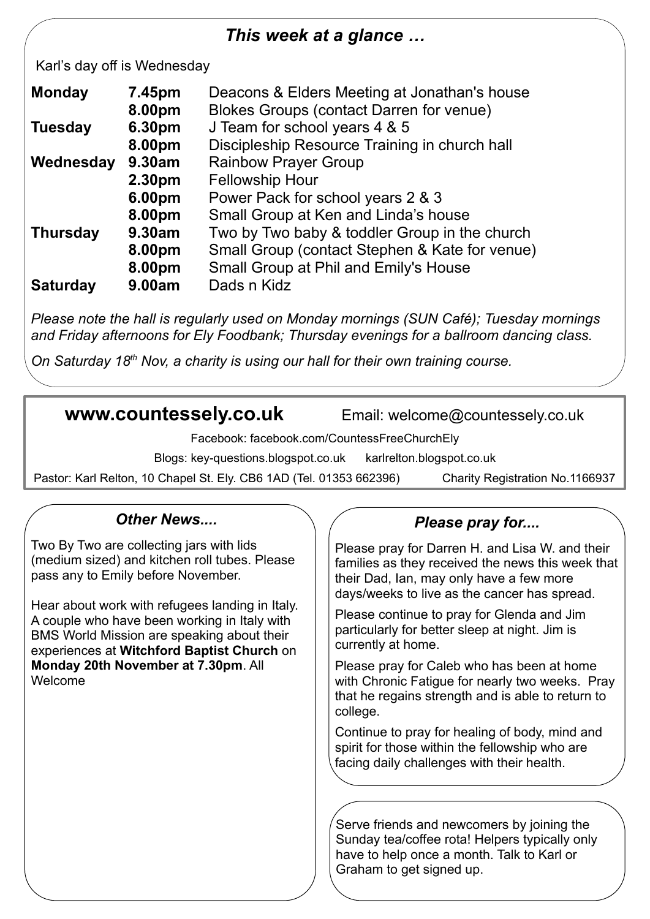## *This week at a glance …*

Karl's day off is Wednesday

| | | |
|---|---|---|
| **Monday** | **7.45pm** | Deacons & Elders Meeting at Jonathan's house |
| | **8.00pm** | Blokes Groups (contact Darren for venue) |
| **Tuesday** | **6.30pm** | J Team for school years 4 & 5 |
| | **8.00pm** | Discipleship Resource Training in church hall |
| **Wednesday** | **9.30am** | Rainbow Prayer Group |
| | **2.30pm** | Fellowship Hour |
| | **6.00pm** | Power Pack for school years 2 & 3 |
| | **8.00pm** | Small Group at Ken and Linda's house |
| **Thursday** | **9.30am** | Two by Two baby & toddler Group in the church |
| | **8.00pm** | Small Group (contact Stephen & Kate for venue) |
| | **8.00pm** | Small Group at Phil and Emily's House |
| **Saturday** | **9.00am** | Dads n Kidz |

*Please note the hall is regularly used on Monday mornings (SUN Café); Tuesday mornings and Friday afternoons for Ely Foodbank; Thursday evenings for a ballroom dancing class.*

*On Saturday 18th Nov, a charity is using our hall for their own training course.*

**www.countessely.co.uk** Email: welcome@countessely.co.uk

Facebook: facebook.com/CountessFreeChurchEly

Blogs: key-questions.blogspot.co.uk karlrelton.blogspot.co.uk

Pastor: Karl Relton, 10 Chapel St. Ely. CB6 1AD (Tel. 01353 662396) Charity Registration No.1166937

### *Other News....*

Two By Two are collecting jars with lids (medium sized) and kitchen roll tubes. Please pass any to Emily before November.

Hear about work with refugees landing in Italy. A couple who have been working in Italy with BMS World Mission are speaking about their experiences at **Witchford Baptist Church** on **Monday 20th November at 7.30pm**. All Welcome

### *Please pray for....*

Please pray for Darren H. and Lisa W. and their families as they received the news this week that their Dad, Ian, may only have a few more days/weeks to live as the cancer has spread.

Please continue to pray for Glenda and Jim particularly for better sleep at night. Jim is currently at home.

Please pray for Caleb who has been at home with Chronic Fatigue for nearly two weeks. Pray that he regains strength and is able to return to college.

Continue to pray for healing of body, mind and spirit for those within the fellowship who are facing daily challenges with their health.

Serve friends and newcomers by joining the Sunday tea/coffee rota! Helpers typically only have to help once a month. Talk to Karl or Graham to get signed up.